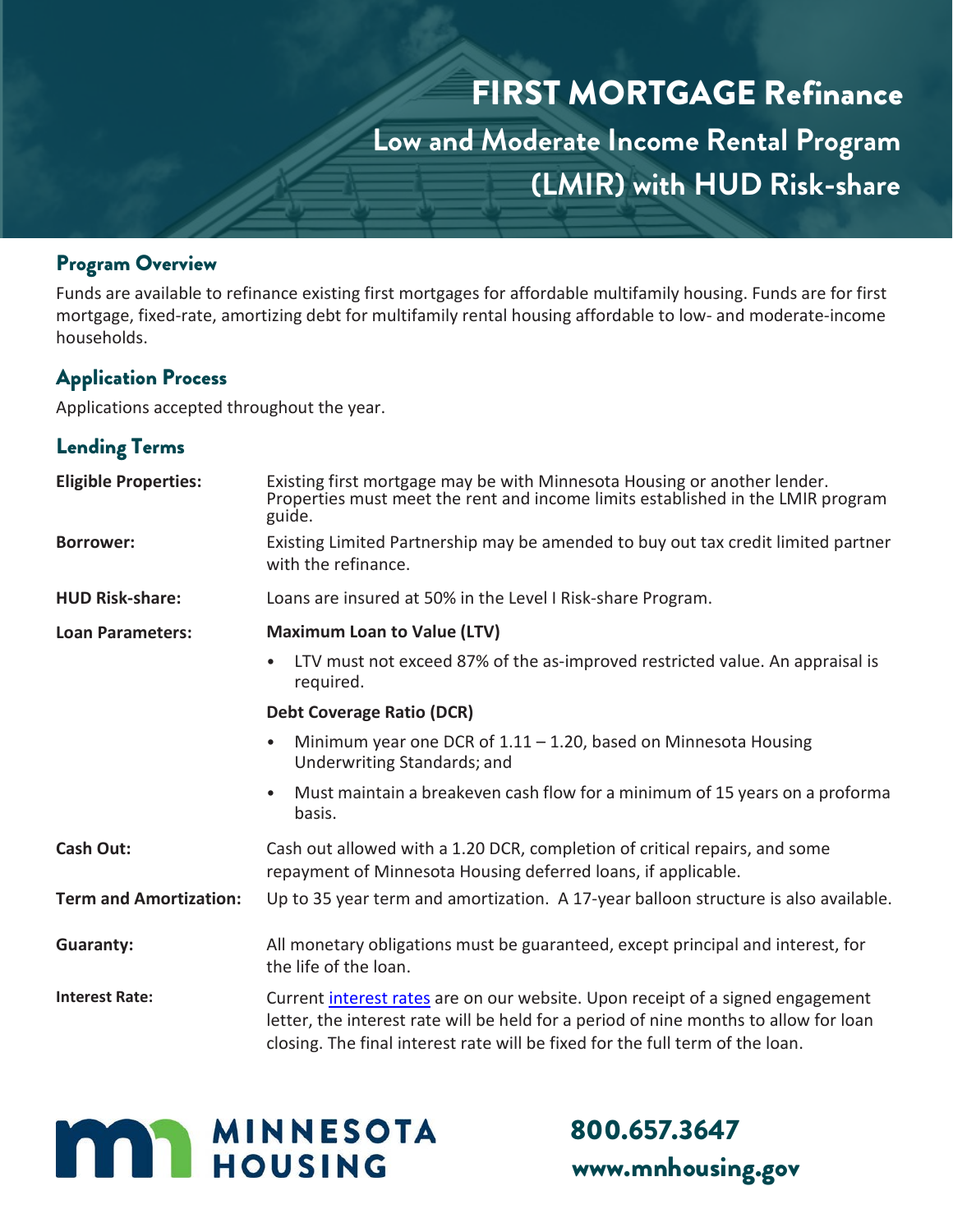# FIRST MORTGAGE Refinance

## Low and Moderate Income Rental Program (LMIR) with HUD Risk-share

### Program Overview

Funds are available to refinance existing first mortgages for affordable multifamily housing. Funds are for first mortgage, fixed-rate, amortizing debt for multifamily rental housing affordable to low- and moderate-income households.

### Application Process

Applications accepted throughout the year.

### Lending Terms

**Eligible Properties:** Existing first mortgage may be with Minnesota Housing or another lender. Properties must meet the rent and income limits established in the LMIR program guide.

**Borrower:** Existing Limited Partnership may be amended to buy out tax credit limited partner with the refinance.

**HUD Risk-share:** Loans are insured at 50% in the Level I Risk-share Program.

**Loan Parameters:**

**Maximum Loan to Value (LTV)**

- LTV must not exceed 87% of the as-improved restricted value. An appraisal is required.

**Debt Coverage Ratio (DCR)**

- Minimum year one DCR of 1.11 – 1.20, based on Minnesota Housing Underwriting Standards; and
- Must maintain a breakeven cash flow for a minimum of 15 years on a proforma basis.

**Cash Out:** Cash out allowed with a 1.20 DCR, completion of critical repairs, and some repayment of Minnesota Housing deferred loans, if applicable.

**Term and Amortization:** Up to 35 year term and amortization. A 17-year balloon structure is also available.

**Guaranty:** All monetary obligations must be guaranteed, except principal and interest, for the life of the loan.

**Interest Rate:** Current interest rates are on our website. Upon receipt of a signed engagement letter, the interest rate will be held for a period of nine months to allow for loan closing. The final interest rate will be fixed for the full term of the loan.

MINNESOTA HOUSING

800.657.3647

www.mnhousing.gov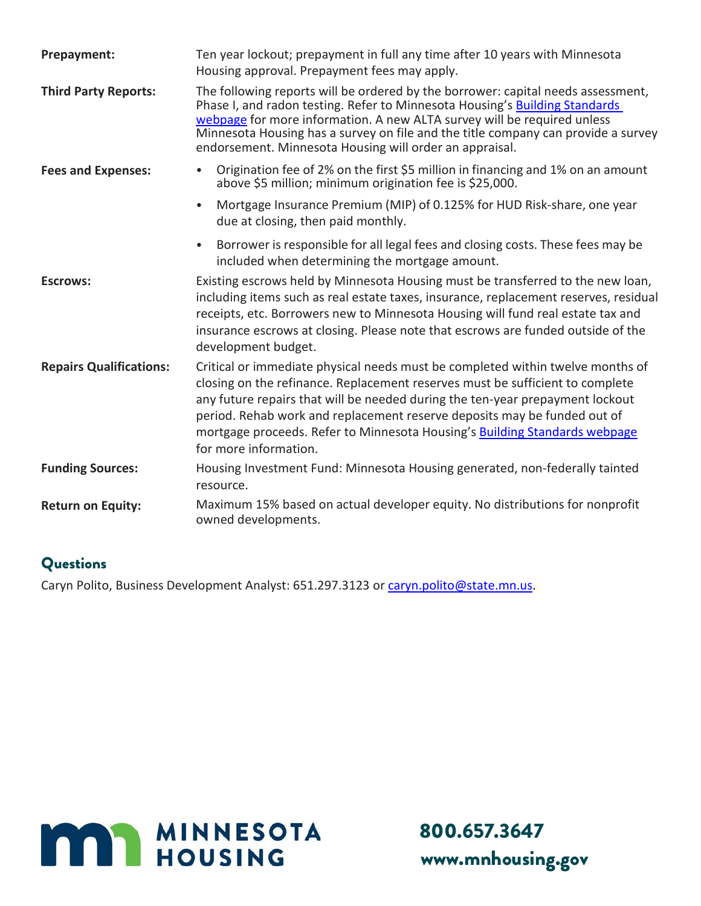| | |
|---|---|
| **Prepayment:** | Ten year lockout; prepayment in full any time after 10 years with Minnesota Housing approval. Prepayment fees may apply. |
| **Third Party Reports:** | The following reports will be ordered by the borrower: capital needs assessment, Phase I, and radon testing. Refer to Minnesota Housing's [Building Standards webpage](Building Standards webpage) for more information. A new ALTA survey will be required unless Minnesota Housing has a survey on file and the title company can provide a survey endorsement. Minnesota Housing will order an appraisal. |
| **Fees and Expenses:** | • Origination fee of 2% on the first $5 million in financing and 1% on an amount above $5 million; minimum origination fee is $25,000.<br>• Mortgage Insurance Premium (MIP) of 0.125% for HUD Risk-share, one year due at closing, then paid monthly.<br>• Borrower is responsible for all legal fees and closing costs. These fees may be included when determining the mortgage amount. |
| **Escrows:** | Existing escrows held by Minnesota Housing must be transferred to the new loan, including items such as real estate taxes, insurance, replacement reserves, residual receipts, etc. Borrowers new to Minnesota Housing will fund real estate tax and insurance escrows at closing. Please note that escrows are funded outside of the development budget. |
| **Repairs Qualifications:** | Critical or immediate physical needs must be completed within twelve months of closing on the refinance. Replacement reserves must be sufficient to complete any future repairs that will be needed during the ten-year prepayment lockout period. Rehab work and replacement reserve deposits may be funded out of mortgage proceeds. Refer to Minnesota Housing's [Building Standards webpage](Building Standards webpage) for more information. |
| **Funding Sources:** | Housing Investment Fund: Minnesota Housing generated, non-federally tainted resource. |
| **Return on Equity:** | Maximum 15% based on actual developer equity. No distributions for nonprofit owned developments. |

## Questions

Caryn Polito, Business Development Analyst: 651.297.3123 or caryn.polito@state.mn.us.

MINNESOTA HOUSING

800.657.3647

www.mnhousing.gov